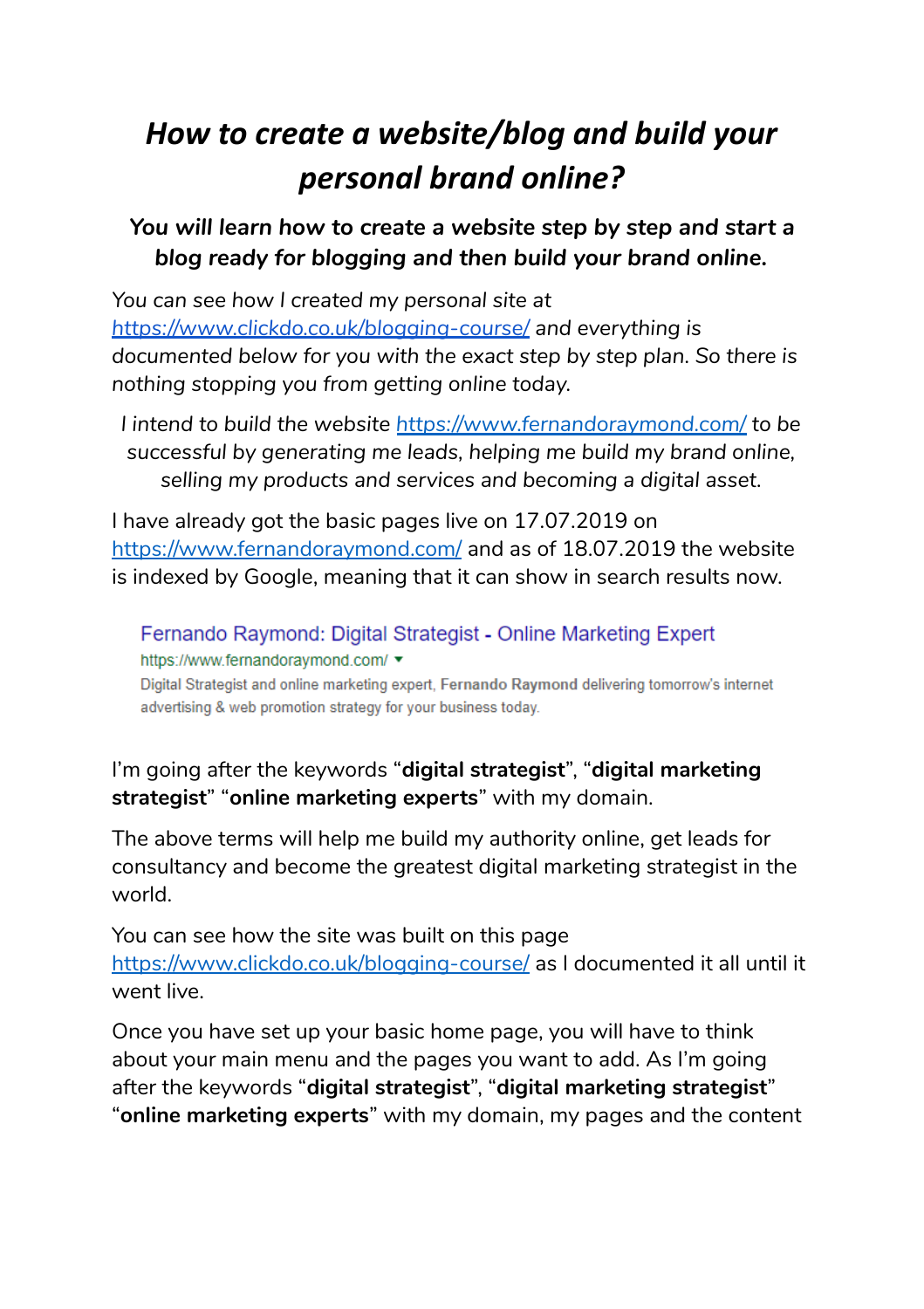# *How to create a website/blog and build your personal brand online?*

### *You will learn how to create a website step by step and start a blog ready for blogging and then build your brand online.*

*You can see how I created my personal site at [https://www.clickdo.co.uk/blogging-course/](https://www.clickdo.co.uk/blogging-course/) and everything is documented below for you with the exact step by step plan. So there is nothing stopping you from getting online today.*

*I intend to build the website [https://www.fernandoraymond.com/](https://www.fernandoraymond.com/) to be successful by generating me leads, helping me build my brand online, selling my products and services and becoming a digital asset.*

I have already got the basic pages live on 17.07.2019 on [https://www.fernandoraymond.com/](https://www.fernandoraymond.com/) and as of 18.07.2019 the website is indexed by Google, meaning that it can show in search results now.

Fernando Raymond: Digital Strategist - Online Marketing Expert
https://www.fernandoraymond.com/ ▾
Digital Strategist and online marketing expert, **Fernando Raymond** delivering tomorrow's internet advertising & web promotion strategy for your business today.

I'm going after the keywords "**digital strategist**", "**digital marketing strategist**" "**online marketing experts**" with my domain.

The above terms will help me build my authority online, get leads for consultancy and become the greatest digital marketing strategist in the world.

You can see how the site was built on this page [https://www.clickdo.co.uk/blogging-course/](https://www.clickdo.co.uk/blogging-course/) as I documented it all until it went live.

Once you have set up your basic home page, you will have to think about your main menu and the pages you want to add. As I'm going after the keywords "**digital strategist**", "**digital marketing strategist**" "**online marketing experts**" with my domain, my pages and the content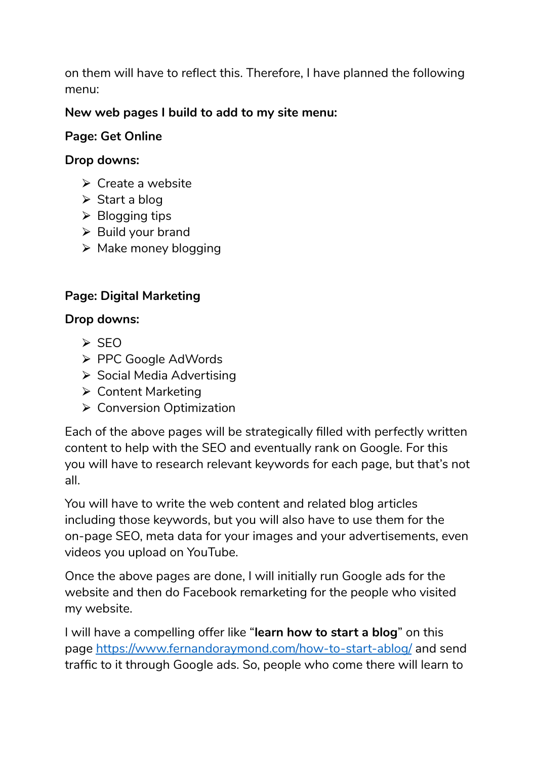on them will have to reflect this. Therefore, I have planned the following menu:

**New web pages I build to add to my site menu:**

**Page: Get Online**

**Drop downs:**

- Create a website
- Start a blog
- Blogging tips
- Build your brand
- Make money blogging

**Page: Digital Marketing**

**Drop downs:**

- SEO
- PPC Google AdWords
- Social Media Advertising
- Content Marketing
- Conversion Optimization

Each of the above pages will be strategically filled with perfectly written content to help with the SEO and eventually rank on Google. For this you will have to research relevant keywords for each page, but that's not all.

You will have to write the web content and related blog articles including those keywords, but you will also have to use them for the on-page SEO, meta data for your images and your advertisements, even videos you upload on YouTube.

Once the above pages are done, I will initially run Google ads for the website and then do Facebook remarketing for the people who visited my website.

I will have a compelling offer like "**learn how to start a blog**" on this page [https://www.fernandoraymond.com/how-to-start-ablog/](https://www.fernandoraymond.com/how-to-start-ablog/) and send traffic to it through Google ads. So, people who come there will learn to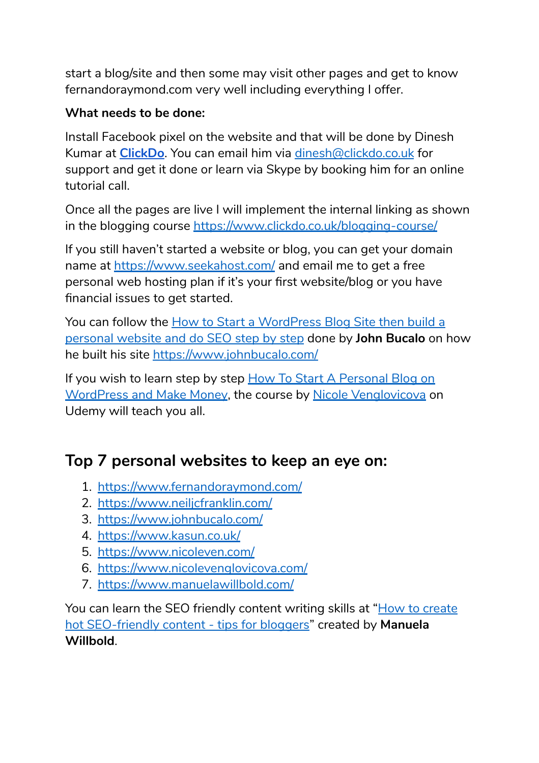start a blog/site and then some may visit other pages and get to know fernandoraymond.com very well including everything I offer.

**What needs to be done:**

Install Facebook pixel on the website and that will be done by Dinesh Kumar at **[ClickDo](ClickDo)**. You can email him via [dinesh@clickdo.co.uk](mailto:dinesh@clickdo.co.uk) for support and get it done or learn via Skype by booking him for an online tutorial call.

Once all the pages are live I will implement the internal linking as shown in the blogging course [https://www.clickdo.co.uk/blogging-course/](https://www.clickdo.co.uk/blogging-course/)

If you still haven't started a website or blog, you can get your domain name at [https://www.seekahost.com/](https://www.seekahost.com/) and email me to get a free personal web hosting plan if it's your first website/blog or you have financial issues to get started.

You can follow the [How to Start a WordPress Blog Site then build a personal website and do SEO step by step](How to Start a WordPress Blog Site then build a personal website and do SEO step by step) done by **John Bucalo** on how he built his site [https://www.johnbucalo.com/](https://www.johnbucalo.com/)

If you wish to learn step by step [How To Start A Personal Blog on WordPress and Make Money](How To Start A Personal Blog on WordPress and Make Money), the course by [Nicole Venglovicova](Nicole Venglovicova) on Udemy will teach you all.

## Top 7 personal websites to keep an eye on:

1. [https://www.fernandoraymond.com/](https://www.fernandoraymond.com/)
2. [https://www.neiljcfranklin.com/](https://www.neiljcfranklin.com/)
3. [https://www.johnbucalo.com/](https://www.johnbucalo.com/)
4. [https://www.kasun.co.uk/](https://www.kasun.co.uk/)
5. [https://www.nicoleven.com/](https://www.nicoleven.com/)
6. [https://www.nicolevenglovicova.com/](https://www.nicolevenglovicova.com/)
7. [https://www.manuelawillbold.com/](https://www.manuelawillbold.com/)

You can learn the SEO friendly content writing skills at "[How to create hot SEO-friendly content - tips for bloggers](How to create hot SEO-friendly content - tips for bloggers)" created by **Manuela Willbold**.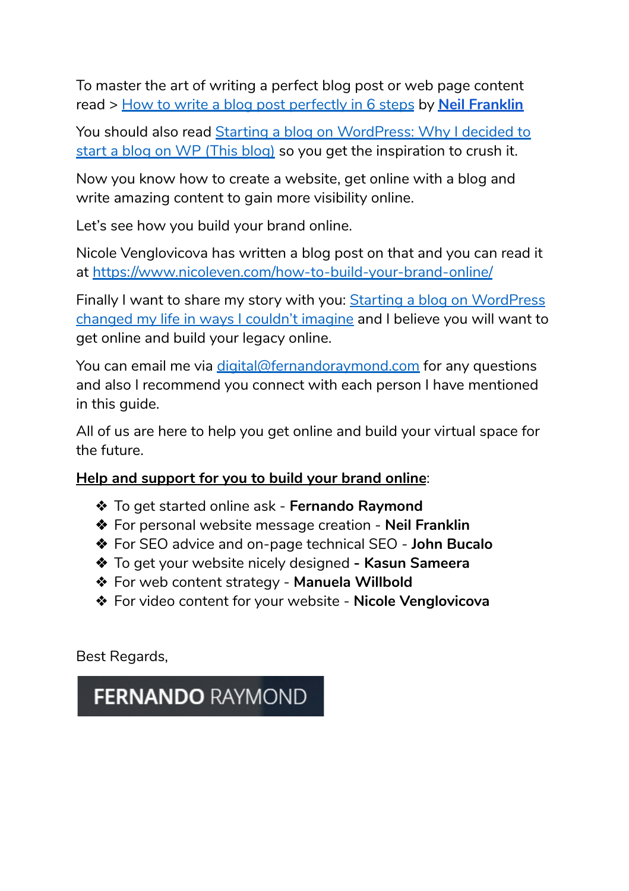To master the art of writing a perfect blog post or web page content read > How to write a blog post perfectly in 6 steps by **Neil Franklin**

You should also read Starting a blog on WordPress: Why I decided to start a blog on WP (This blog) so you get the inspiration to crush it.

Now you know how to create a website, get online with a blog and write amazing content to gain more visibility online.

Let's see how you build your brand online.

Nicole Venglovicova has written a blog post on that and you can read it at https://www.nicoleven.com/how-to-build-your-brand-online/

Finally I want to share my story with you: Starting a blog on WordPress changed my life in ways I couldn't imagine and I believe you will want to get online and build your legacy online.

You can email me via digital@fernandoraymond.com for any questions and also I recommend you connect with each person I have mentioned in this guide.

All of us are here to help you get online and build your virtual space for the future.

**Help and support for you to build your brand online**:

- To get started online ask - **Fernando Raymond**
- For personal website message creation - **Neil Franklin**
- For SEO advice and on-page technical SEO - **John Bucalo**
- To get your website nicely designed **- Kasun Sameera**
- For web content strategy - **Manuela Willbold**
- For video content for your website - **Nicole Venglovicova**

Best Regards,

FERNANDO RAYMOND